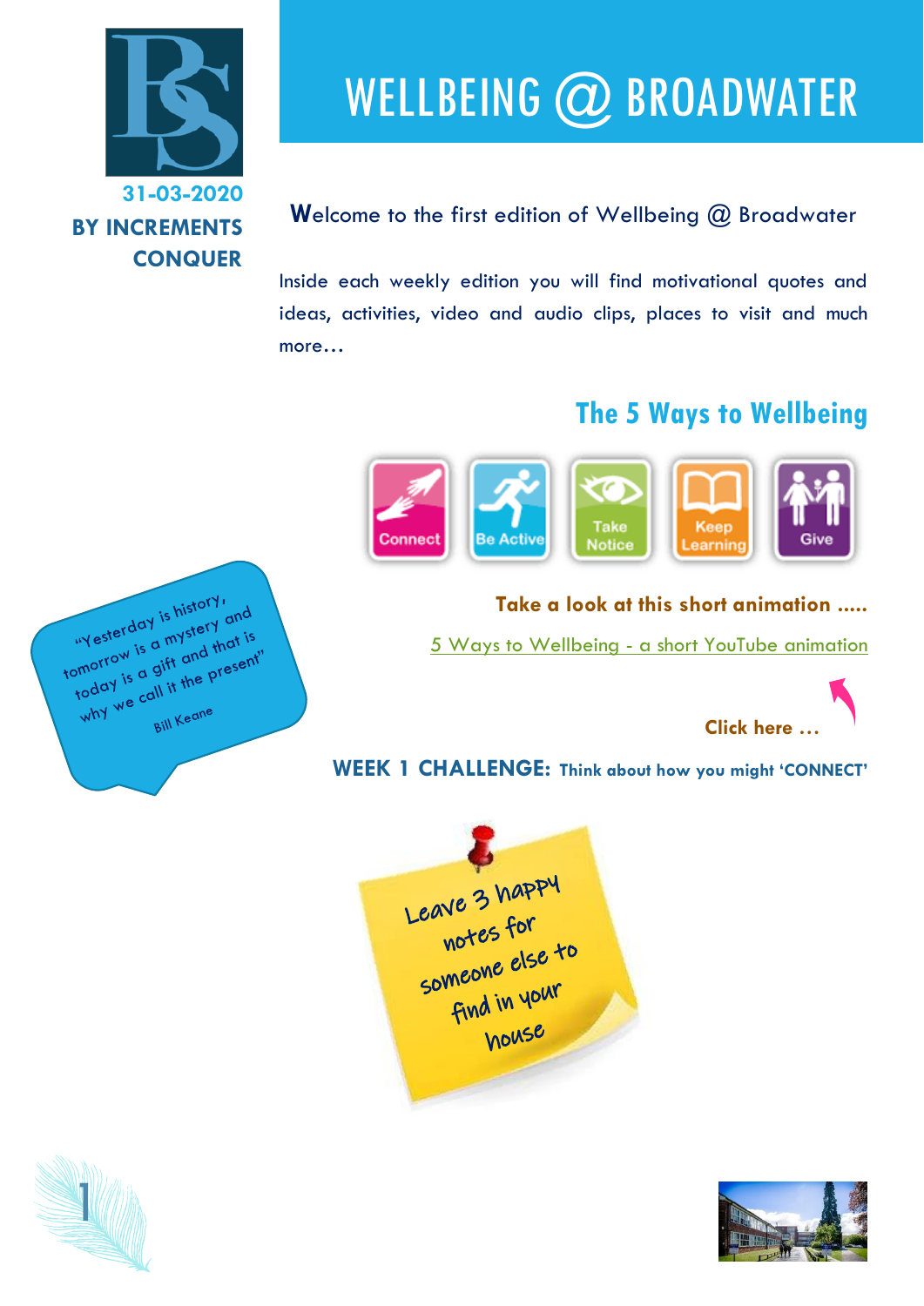31-03-2020

**BY INCREMENTS CONQUER**

# WELLBEING @ BROADWATER

Welcome to the first edition of Wellbeing @ Broadwater

Inside each weekly edition you will find motivational quotes and ideas, activities, video and audio clips, places to visit and much more…

## The 5 Ways to Wellbeing

Connect | Be Active | Take Notice | Keep Learning | Give

**Take a look at this short animation .....**

5 Ways to Wellbeing - a short YouTube animation

**Click here …**

"Yesterday is history, tomorrow is a mystery and today is a gift and that is why we call it the present"

Bill Keane

**WEEK 1 CHALLENGE: Think about how you might 'CONNECT'**

Leave 3 happy notes for someone else to find in your house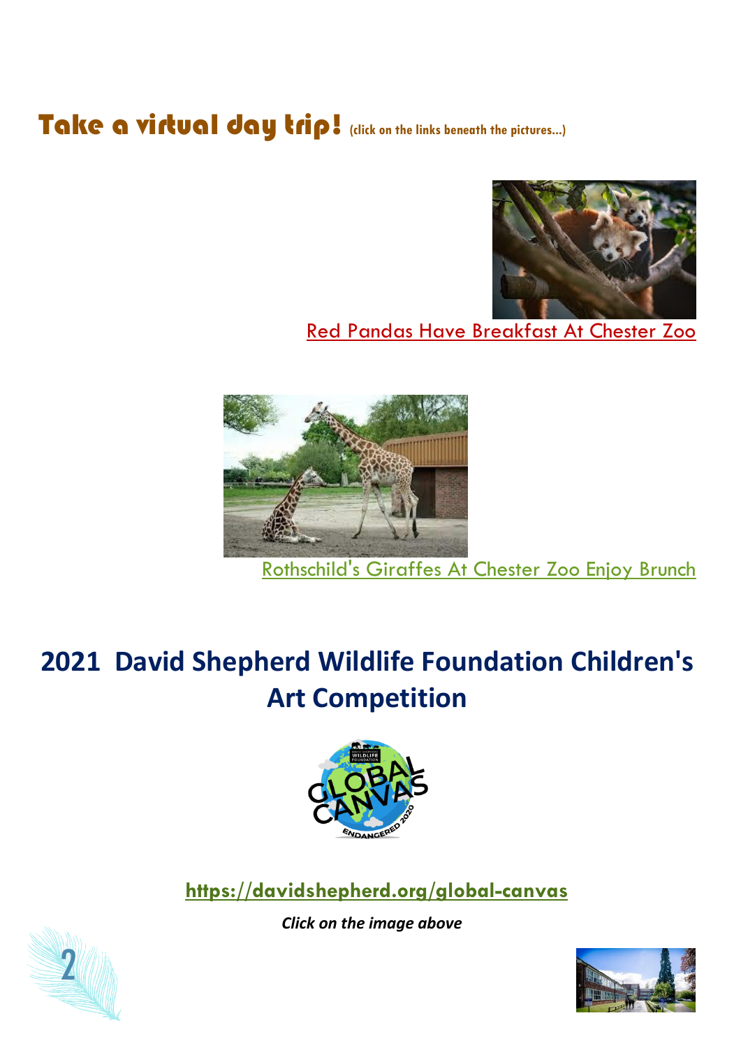# Take a virtual day trip! (click on the links beneath the pictures...)

Red Pandas Have Breakfast At Chester Zoo

Rothschild's Giraffes At Chester Zoo Enjoy Brunch

## 2021 David Shepherd Wildlife Foundation Children's Art Competition

https://davidshepherd.org/global-canvas

*Click on the image above*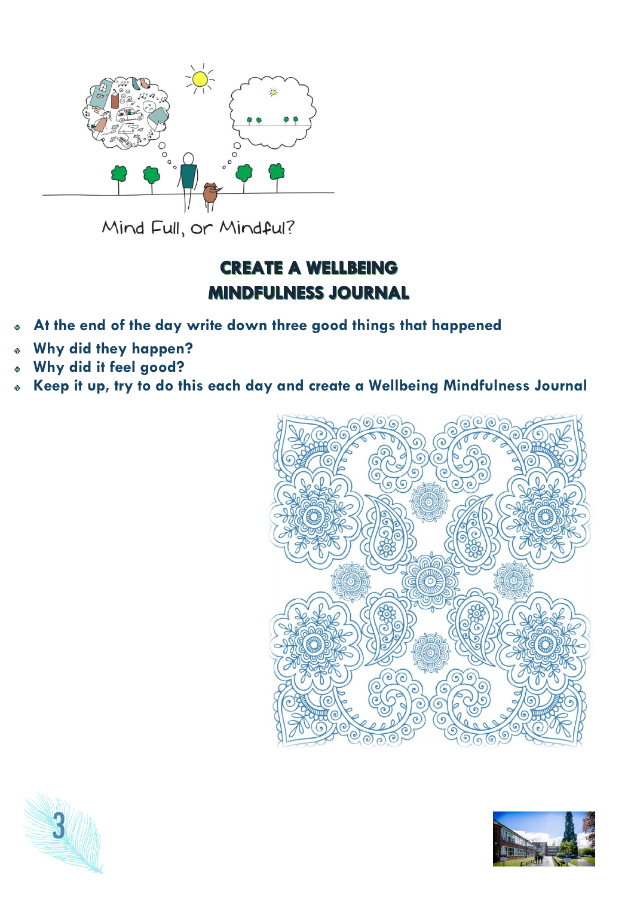Mind Full, or Mindful?

## CREATE A WELLBEING MINDFULNESS JOURNAL

- **At the end of the day write down three good things that happened**
- **Why did they happen?**
- **Why did it feel good?**
- **Keep it up, try to do this each day and create a Wellbeing Mindfulness Journal**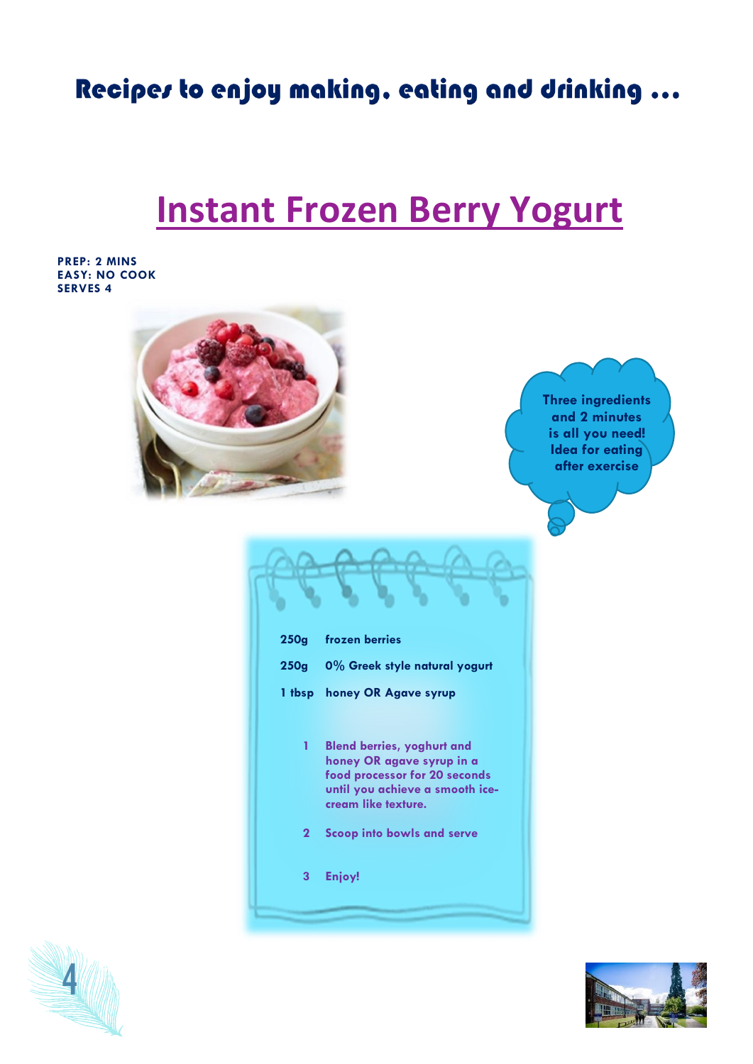## Recipes to enjoy making, eating and drinking …

# Instant Frozen Berry Yogurt

**PREP: 2 MINS**
**EASY: NO COOK**
**SERVES 4**

Three ingredients and 2 minutes is all you need! Idea for eating after exercise

| | |
|---|---|
| 250g | frozen berries |
| 250g | 0% Greek style natural yogurt |
| 1 tbsp | honey OR Agave syrup |

1. Blend berries, yoghurt and honey OR agave syrup in a food processor for 20 seconds until you achieve a smooth ice-cream like texture.
2. Scoop into bowls and serve
3. Enjoy!